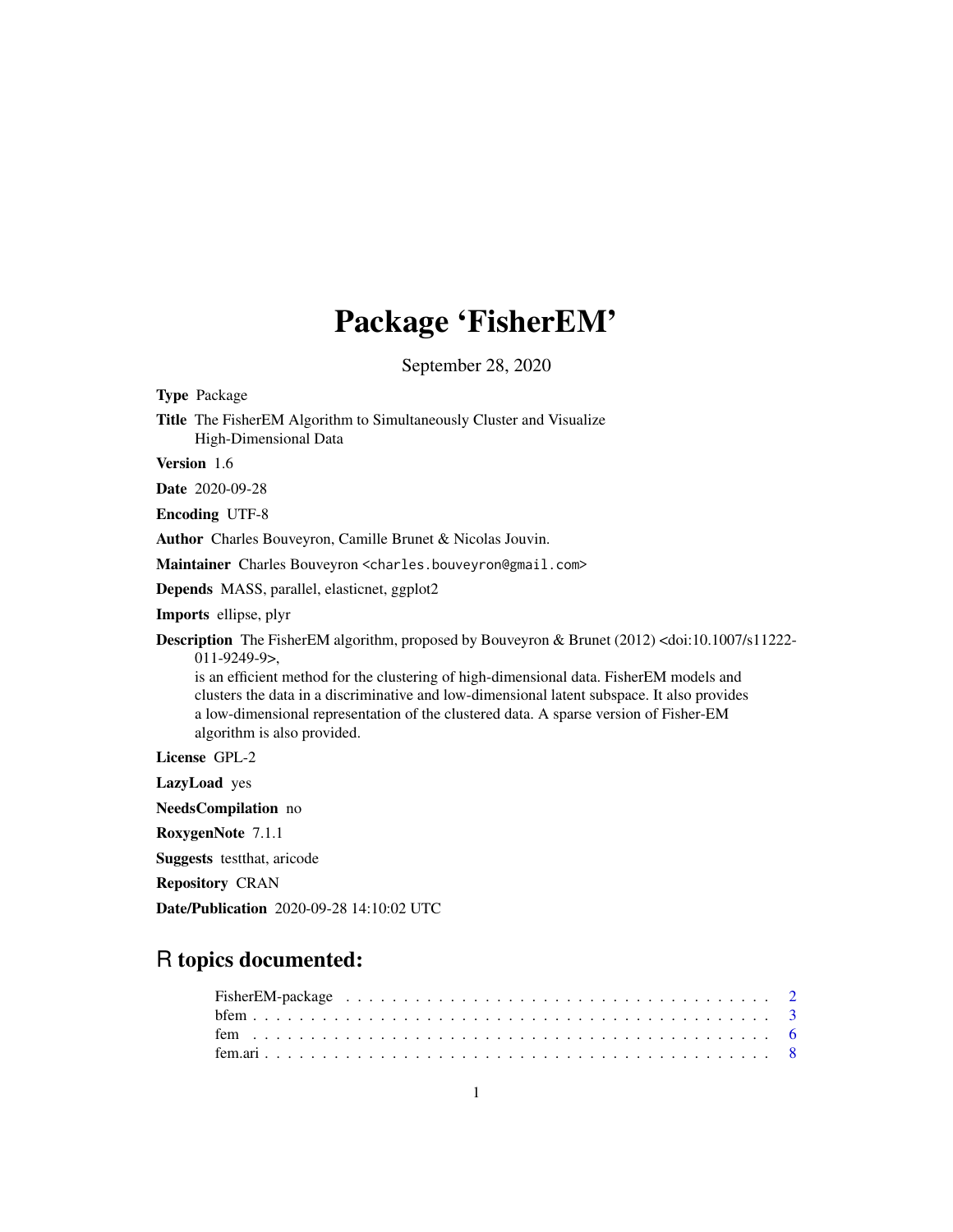# Package 'FisherEM'

September 28, 2020

**Type** Package

**Title** The FisherEM Algorithm to Simultaneously Cluster and Visualize High-Dimensional Data

**Version** 1.6

**Date** 2020-09-28

**Encoding** UTF-8

**Author** Charles Bouveyron, Camille Brunet & Nicolas Jouvin.

**Maintainer** Charles Bouveyron <charles.bouveyron@gmail.com>

**Depends** MASS, parallel, elasticnet, ggplot2

**Imports** ellipse, plyr

**Description** The FisherEM algorithm, proposed by Bouveyron & Brunet (2012) <doi:10.1007/s11222-011-9249-9>,
is an efficient method for the clustering of high-dimensional data. FisherEM models and clusters the data in a discriminative and low-dimensional latent subspace. It also provides a low-dimensional representation of the clustered data. A sparse version of Fisher-EM algorithm is also provided.

**License** GPL-2

**LazyLoad** yes

**NeedsCompilation** no

**RoxygenNote** 7.1.1

**Suggests** testthat, aricode

**Repository** CRAN

**Date/Publication** 2020-09-28 14:10:02 UTC

## R topics documented:

FisherEM-package . . . . . . . . . . . . . . . . . . . . . . . . . . . . . . . . . . . . . . 2
bfem . . . . . . . . . . . . . . . . . . . . . . . . . . . . . . . . . . . . . . . . . . . . . 3
fem . . . . . . . . . . . . . . . . . . . . . . . . . . . . . . . . . . . . . . . . . . . . . 6
fem.ari . . . . . . . . . . . . . . . . . . . . . . . . . . . . . . . . . . . . . . . . . . . 8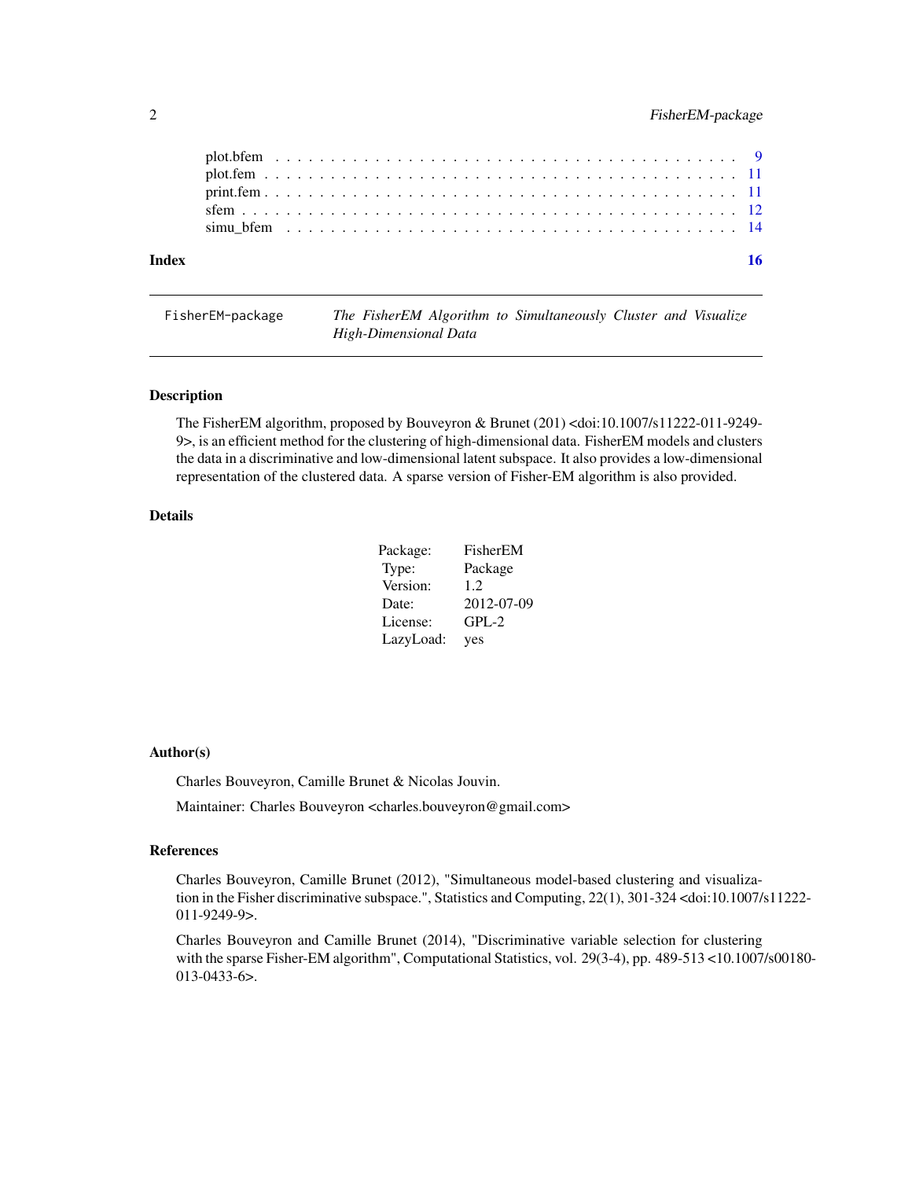plot.bfem . . . . . . . . . . . . . . . . . . . . . . . . . . . . . . . . . . . . . . 9
plot.fem . . . . . . . . . . . . . . . . . . . . . . . . . . . . . . . . . . . . . . 11
print.fem . . . . . . . . . . . . . . . . . . . . . . . . . . . . . . . . . . . . . . 11
sfem . . . . . . . . . . . . . . . . . . . . . . . . . . . . . . . . . . . . . . 12
simu_bfem . . . . . . . . . . . . . . . . . . . . . . . . . . . . . . . . . . . . . . 14

**Index** **16**

---

FisherEM-package    *The FisherEM Algorithm to Simultaneously Cluster and Visualize High-Dimensional Data*

---

## Description

The FisherEM algorithm, proposed by Bouveyron & Brunet (201) <doi:10.1007/s11222-011-9249-9>, is an efficient method for the clustering of high-dimensional data. FisherEM models and clusters the data in a discriminative and low-dimensional latent subspace. It also provides a low-dimensional representation of the clustered data. A sparse version of Fisher-EM algorithm is also provided.

## Details

| | |
|---|---|
| Package: | FisherEM |
| Type: | Package |
| Version: | 1.2 |
| Date: | 2012-07-09 |
| License: | GPL-2 |
| LazyLoad: | yes |

## Author(s)

Charles Bouveyron, Camille Brunet & Nicolas Jouvin.

Maintainer: Charles Bouveyron <charles.bouveyron@gmail.com>

## References

Charles Bouveyron, Camille Brunet (2012), "Simultaneous model-based clustering and visualization in the Fisher discriminative subspace.", Statistics and Computing, 22(1), 301-324 <doi:10.1007/s11222-011-9249-9>.

Charles Bouveyron and Camille Brunet (2014), "Discriminative variable selection for clustering with the sparse Fisher-EM algorithm", Computational Statistics, vol. 29(3-4), pp. 489-513 <10.1007/s00180-013-0433-6>.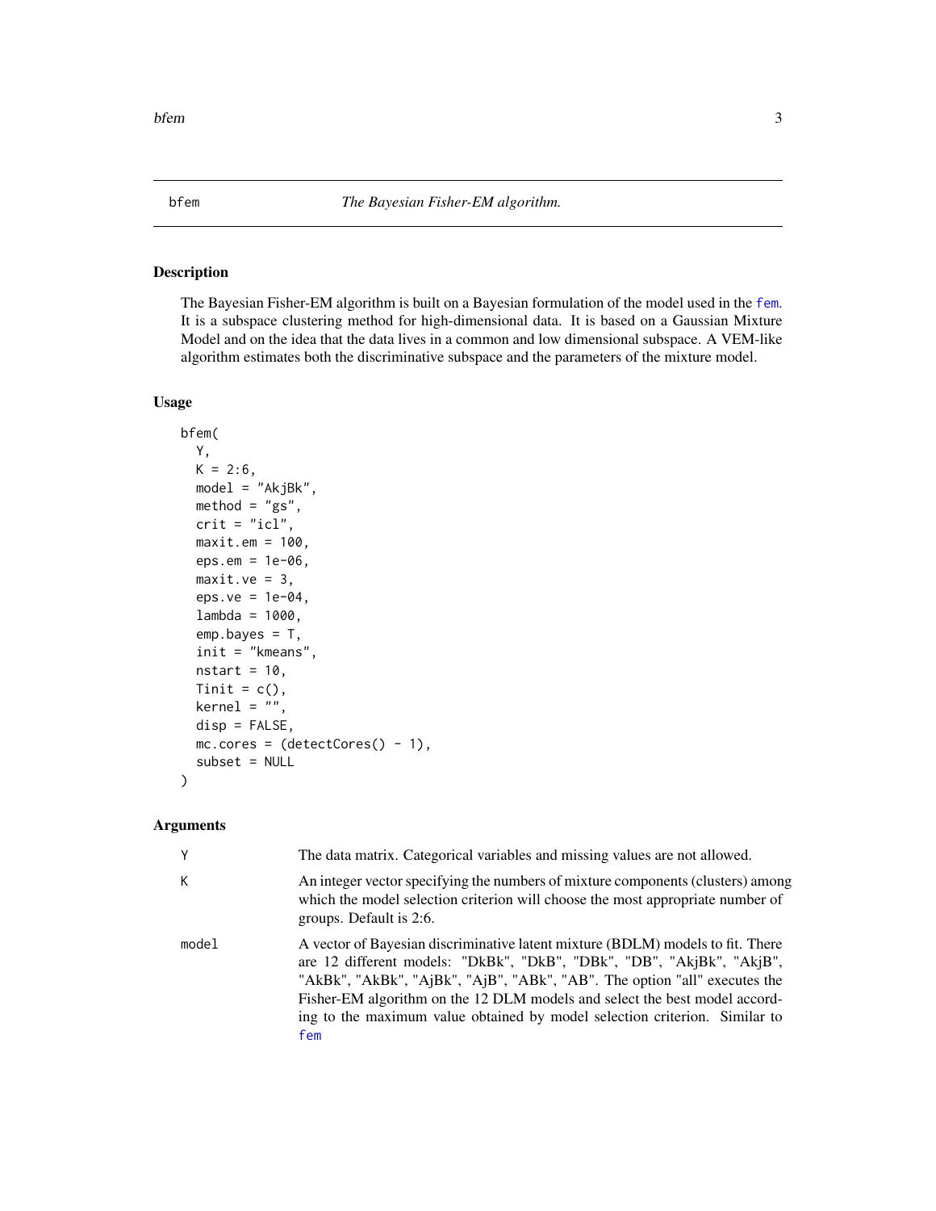## bfem — *The Bayesian Fisher-EM algorithm.*

### Description

The Bayesian Fisher-EM algorithm is built on a Bayesian formulation of the model used in the fem. It is a subspace clustering method for high-dimensional data. It is based on a Gaussian Mixture Model and on the idea that the data lives in a common and low dimensional subspace. A VEM-like algorithm estimates both the discriminative subspace and the parameters of the mixture model.

### Usage

```
bfem(
  Y,
  K = 2:6,
  model = "AkjBk",
  method = "gs",
  crit = "icl",
  maxit.em = 100,
  eps.em = 1e-06,
  maxit.ve = 3,
  eps.ve = 1e-04,
  lambda = 1000,
  emp.bayes = T,
  init = "kmeans",
  nstart = 10,
  Tinit = c(),
  kernel = "",
  disp = FALSE,
  mc.cores = (detectCores() - 1),
  subset = NULL
)
```

### Arguments

| | |
|---|---|
| Y | The data matrix. Categorical variables and missing values are not allowed. |
| K | An integer vector specifying the numbers of mixture components (clusters) among which the model selection criterion will choose the most appropriate number of groups. Default is 2:6. |
| model | A vector of Bayesian discriminative latent mixture (BDLM) models to fit. There are 12 different models: "DkBk", "DkB", "DBk", "DB", "AkjBk", "AkjB", "AkBk", "AkBk", "AjBk", "AjB", "ABk", "AB". The option "all" executes the Fisher-EM algorithm on the 12 DLM models and select the best model according to the maximum value obtained by model selection criterion. Similar to fem |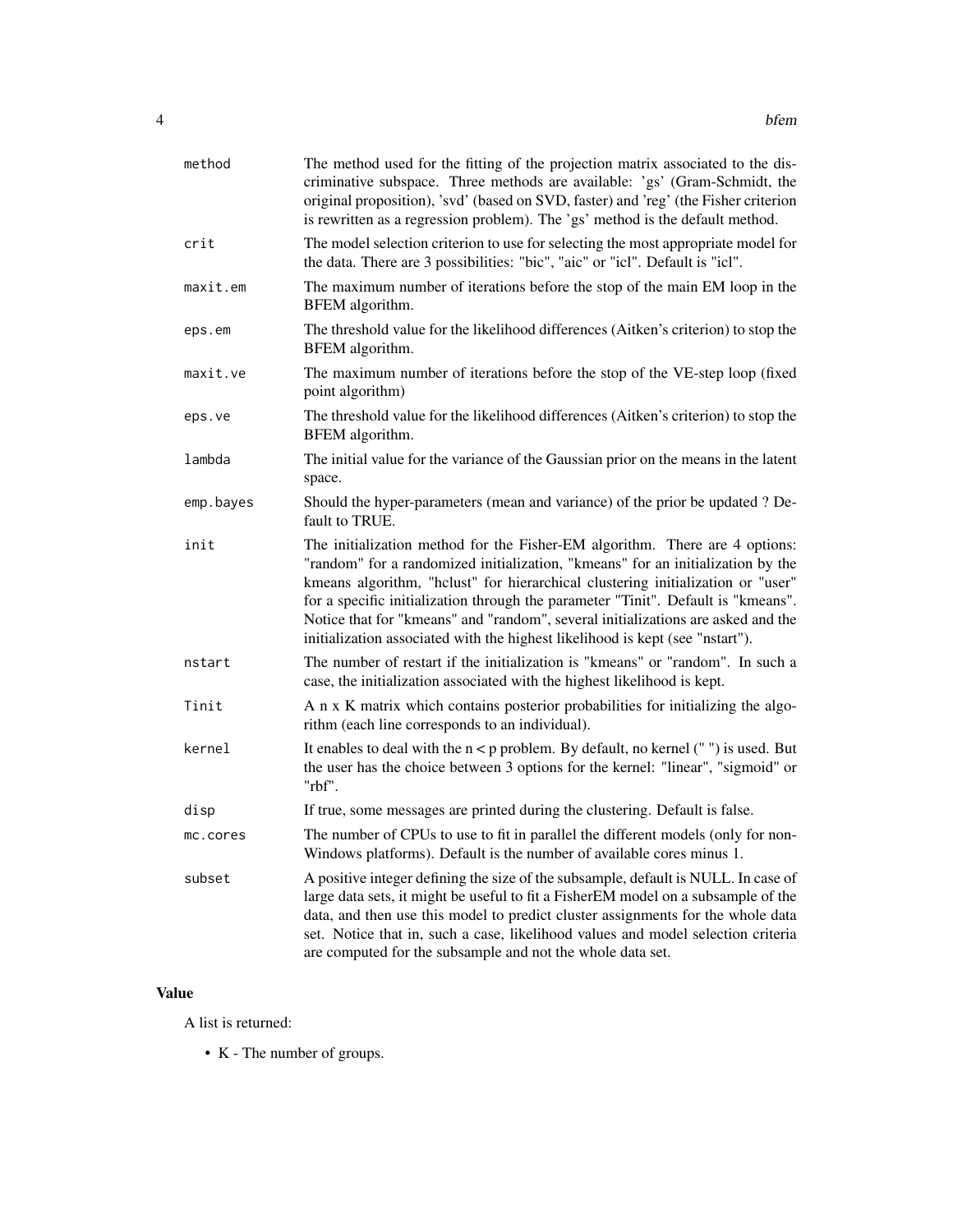| | |
|---|---|
| `method` | The method used for the fitting of the projection matrix associated to the discriminative subspace. Three methods are available: 'gs' (Gram-Schmidt, the original proposition), 'svd' (based on SVD, faster) and 'reg' (the Fisher criterion is rewritten as a regression problem). The 'gs' method is the default method. |
| `crit` | The model selection criterion to use for selecting the most appropriate model for the data. There are 3 possibilities: "bic", "aic" or "icl". Default is "icl". |
| `maxit.em` | The maximum number of iterations before the stop of the main EM loop in the BFEM algorithm. |
| `eps.em` | The threshold value for the likelihood differences (Aitken's criterion) to stop the BFEM algorithm. |
| `maxit.ve` | The maximum number of iterations before the stop of the VE-step loop (fixed point algorithm) |
| `eps.ve` | The threshold value for the likelihood differences (Aitken's criterion) to stop the BFEM algorithm. |
| `lambda` | The initial value for the variance of the Gaussian prior on the means in the latent space. |
| `emp.bayes` | Should the hyper-parameters (mean and variance) of the prior be updated ? Default to TRUE. |
| `init` | The initialization method for the Fisher-EM algorithm. There are 4 options: "random" for a randomized initialization, "kmeans" for an initialization by the kmeans algorithm, "hclust" for hierarchical clustering initialization or "user" for a specific initialization through the parameter "Tinit". Default is "kmeans". Notice that for "kmeans" and "random", several initializations are asked and the initialization associated with the highest likelihood is kept (see "nstart"). |
| `nstart` | The number of restart if the initialization is "kmeans" or "random". In such a case, the initialization associated with the highest likelihood is kept. |
| `Tinit` | A n x K matrix which contains posterior probabilities for initializing the algorithm (each line corresponds to an individual). |
| `kernel` | It enables to deal with the n < p problem. By default, no kernel (" ") is used. But the user has the choice between 3 options for the kernel: "linear", "sigmoid" or "rbf". |
| `disp` | If true, some messages are printed during the clustering. Default is false. |
| `mc.cores` | The number of CPUs to use to fit in parallel the different models (only for non-Windows platforms). Default is the number of available cores minus 1. |
| `subset` | A positive integer defining the size of the subsample, default is NULL. In case of large data sets, it might be useful to fit a FisherEM model on a subsample of the data, and then use this model to predict cluster assignments for the whole data set. Notice that in, such a case, likelihood values and model selection criteria are computed for the subsample and not the whole data set. |

## Value

A list is returned:

- K - The number of groups.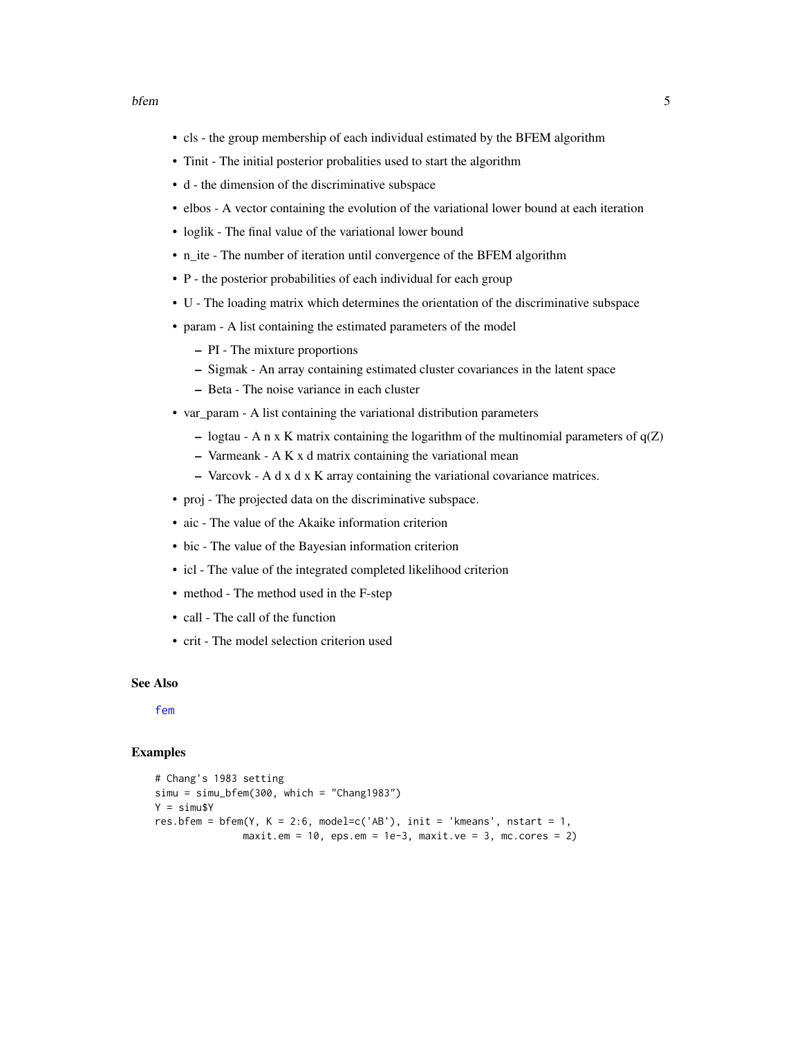- cls - the group membership of each individual estimated by the BFEM algorithm
- Tinit - The initial posterior probalities used to start the algorithm
- d - the dimension of the discriminative subspace
- elbos - A vector containing the evolution of the variational lower bound at each iteration
- loglik - The final value of the variational lower bound
- n_ite - The number of iteration until convergence of the BFEM algorithm
- P - the posterior probabilities of each individual for each group
- U - The loading matrix which determines the orientation of the discriminative subspace
- param - A list containing the estimated parameters of the model
  - PI - The mixture proportions
  - Sigmak - An array containing estimated cluster covariances in the latent space
  - Beta - The noise variance in each cluster
- var_param - A list containing the variational distribution parameters
  - logtau - A n x K matrix containing the logarithm of the multinomial parameters of q(Z)
  - Varmeank - A K x d matrix containing the variational mean
  - Varcovk - A d x d x K array containing the variational covariance matrices.
- proj - The projected data on the discriminative subspace.
- aic - The value of the Akaike information criterion
- bic - The value of the Bayesian information criterion
- icl - The value of the integrated completed likelihood criterion
- method - The method used in the F-step
- call - The call of the function
- crit - The model selection criterion used

## See Also

fem

## Examples

```
# Chang's 1983 setting
simu = simu_bfem(300, which = "Chang1983")
Y = simu$Y
res.bfem = bfem(Y, K = 2:6, model=c('AB'), init = 'kmeans', nstart = 1,
               maxit.em = 10, eps.em = 1e-3, maxit.ve = 3, mc.cores = 2)
```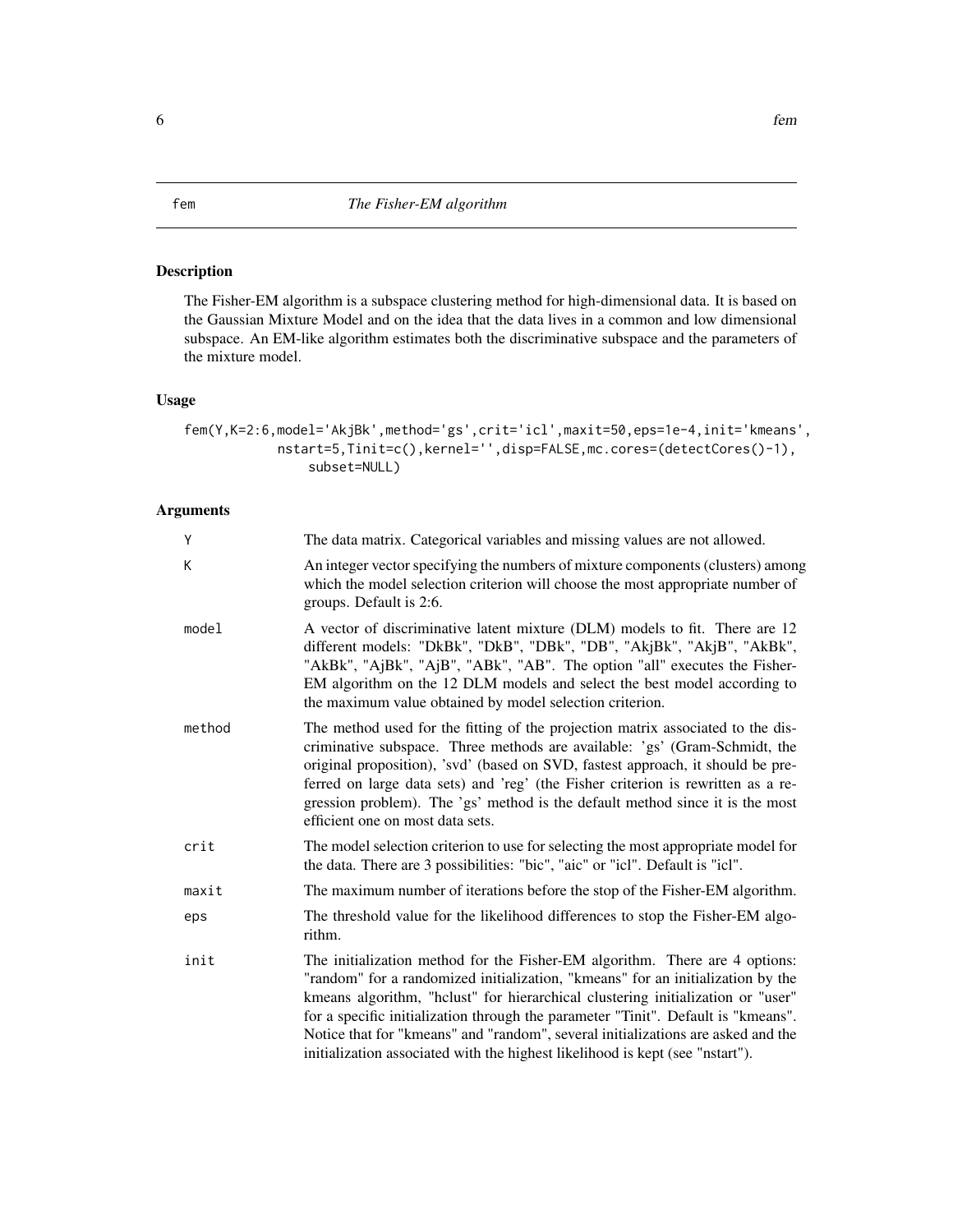# fem — *The Fisher-EM algorithm*

## Description

The Fisher-EM algorithm is a subspace clustering method for high-dimensional data. It is based on the Gaussian Mixture Model and on the idea that the data lives in a common and low dimensional subspace. An EM-like algorithm estimates both the discriminative subspace and the parameters of the mixture model.

## Usage

```
fem(Y,K=2:6,model='AkjBk',method='gs',crit='icl',maxit=50,eps=1e-4,init='kmeans',
           nstart=5,Tinit=c(),kernel='',disp=FALSE,mc.cores=(detectCores()-1),
               subset=NULL)
```

## Arguments

| | |
|---|---|
| `Y` | The data matrix. Categorical variables and missing values are not allowed. |
| `K` | An integer vector specifying the numbers of mixture components (clusters) among which the model selection criterion will choose the most appropriate number of groups. Default is 2:6. |
| `model` | A vector of discriminative latent mixture (DLM) models to fit. There are 12 different models: "DkBk", "DkB", "DBk", "DB", "AkjBk", "AkjB", "AkBk", "AkBk", "AjBk", "AjB", "ABk", "AB". The option "all" executes the Fisher-EM algorithm on the 12 DLM models and select the best model according to the maximum value obtained by model selection criterion. |
| `method` | The method used for the fitting of the projection matrix associated to the discriminative subspace. Three methods are available: 'gs' (Gram-Schmidt, the original proposition), 'svd' (based on SVD, fastest approach, it should be preferred on large data sets) and 'reg' (the Fisher criterion is rewritten as a regression problem). The 'gs' method is the default method since it is the most efficient one on most data sets. |
| `crit` | The model selection criterion to use for selecting the most appropriate model for the data. There are 3 possibilities: "bic", "aic" or "icl". Default is "icl". |
| `maxit` | The maximum number of iterations before the stop of the Fisher-EM algorithm. |
| `eps` | The threshold value for the likelihood differences to stop the Fisher-EM algorithm. |
| `init` | The initialization method for the Fisher-EM algorithm. There are 4 options: "random" for a randomized initialization, "kmeans" for an initialization by the kmeans algorithm, "hclust" for hierarchical clustering initialization or "user" for a specific initialization through the parameter "Tinit". Default is "kmeans". Notice that for "kmeans" and "random", several initializations are asked and the initialization associated with the highest likelihood is kept (see "nstart"). |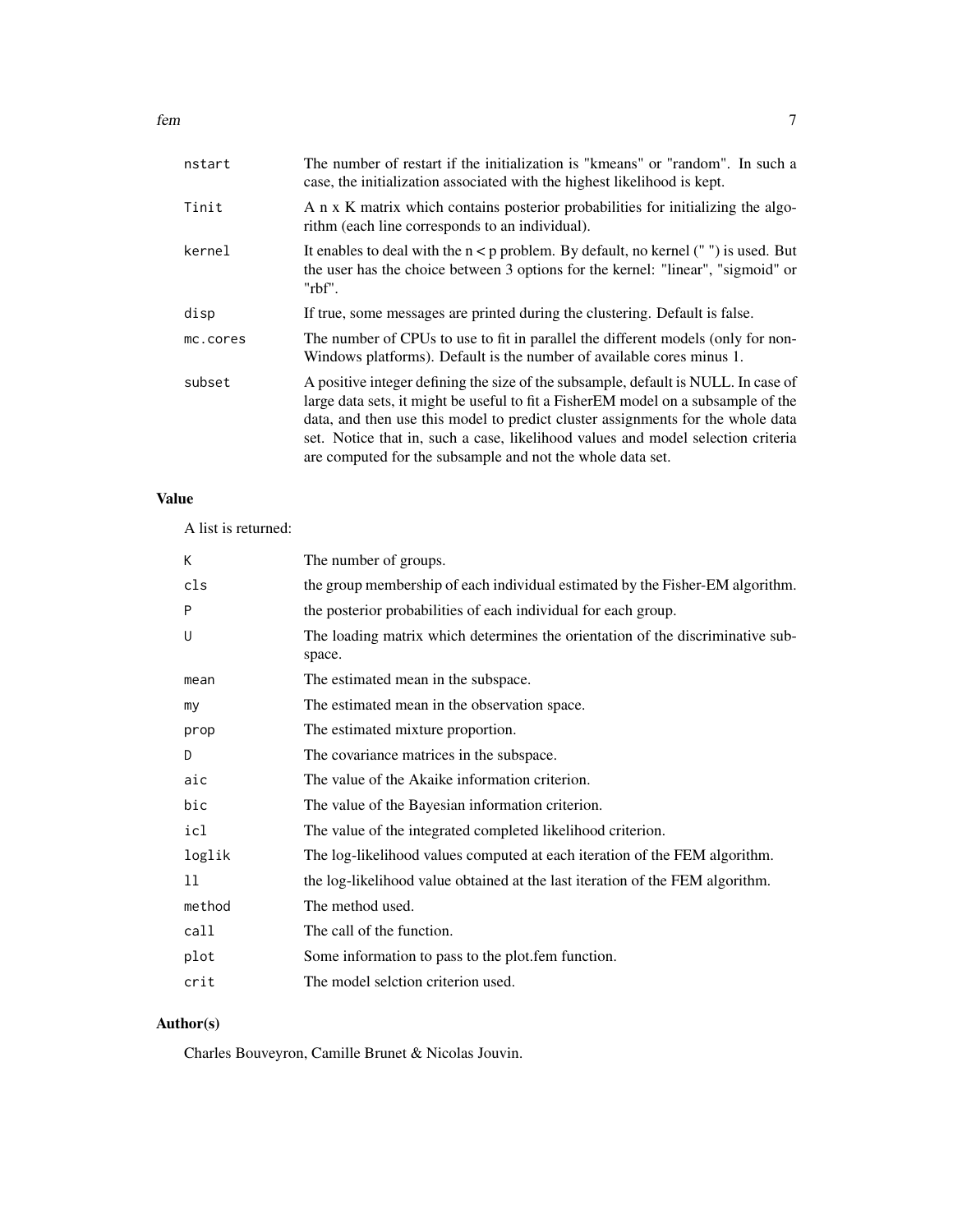| | |
|---|---|
| nstart | The number of restart if the initialization is "kmeans" or "random". In such a case, the initialization associated with the highest likelihood is kept. |
| Tinit | A n x K matrix which contains posterior probabilities for initializing the algorithm (each line corresponds to an individual). |
| kernel | It enables to deal with the n < p problem. By default, no kernel (" ") is used. But the user has the choice between 3 options for the kernel: "linear", "sigmoid" or "rbf". |
| disp | If true, some messages are printed during the clustering. Default is false. |
| mc.cores | The number of CPUs to use to fit in parallel the different models (only for non-Windows platforms). Default is the number of available cores minus 1. |
| subset | A positive integer defining the size of the subsample, default is NULL. In case of large data sets, it might be useful to fit a FisherEM model on a subsample of the data, and then use this model to predict cluster assignments for the whole data set. Notice that in, such a case, likelihood values and model selection criteria are computed for the subsample and not the whole data set. |

## Value

A list is returned:

| | |
|---|---|
| K | The number of groups. |
| cls | the group membership of each individual estimated by the Fisher-EM algorithm. |
| P | the posterior probabilities of each individual for each group. |
| U | The loading matrix which determines the orientation of the discriminative subspace. |
| mean | The estimated mean in the subspace. |
| my | The estimated mean in the observation space. |
| prop | The estimated mixture proportion. |
| D | The covariance matrices in the subspace. |
| aic | The value of the Akaike information criterion. |
| bic | The value of the Bayesian information criterion. |
| icl | The value of the integrated completed likelihood criterion. |
| loglik | The log-likelihood values computed at each iteration of the FEM algorithm. |
| ll | the log-likelihood value obtained at the last iteration of the FEM algorithm. |
| method | The method used. |
| call | The call of the function. |
| plot | Some information to pass to the plot.fem function. |
| crit | The model selction criterion used. |

## Author(s)

Charles Bouveyron, Camille Brunet & Nicolas Jouvin.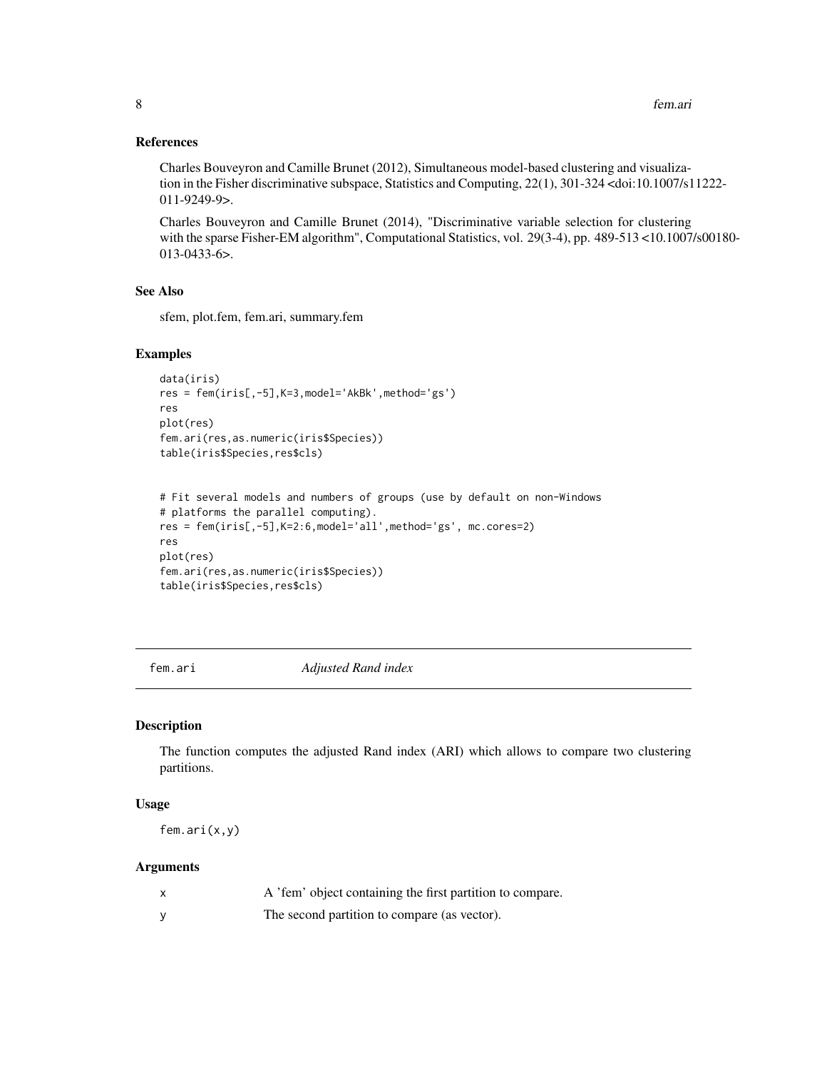### References

Charles Bouveyron and Camille Brunet (2012), Simultaneous model-based clustering and visualization in the Fisher discriminative subspace, Statistics and Computing, 22(1), 301-324 <doi:10.1007/s11222-011-9249-9>.

Charles Bouveyron and Camille Brunet (2014), "Discriminative variable selection for clustering with the sparse Fisher-EM algorithm", Computational Statistics, vol. 29(3-4), pp. 489-513 <10.1007/s00180-013-0433-6>.

### See Also

sfem, plot.fem, fem.ari, summary.fem

### Examples

```
data(iris)
res = fem(iris[,-5],K=3,model='AkBk',method='gs')
res
plot(res)
fem.ari(res,as.numeric(iris$Species))
table(iris$Species,res$cls)


# Fit several models and numbers of groups (use by default on non-Windows
# platforms the parallel computing).
res = fem(iris[,-5],K=2:6,model='all',method='gs', mc.cores=2)
res
plot(res)
fem.ari(res,as.numeric(iris$Species))
table(iris$Species,res$cls)
```

---

## fem.ari *Adjusted Rand index*

### Description

The function computes the adjusted Rand index (ARI) which allows to compare two clustering partitions.

### Usage

```
fem.ari(x,y)
```

### Arguments

| | |
|---|---|
| x | A 'fem' object containing the first partition to compare. |
| y | The second partition to compare (as vector). |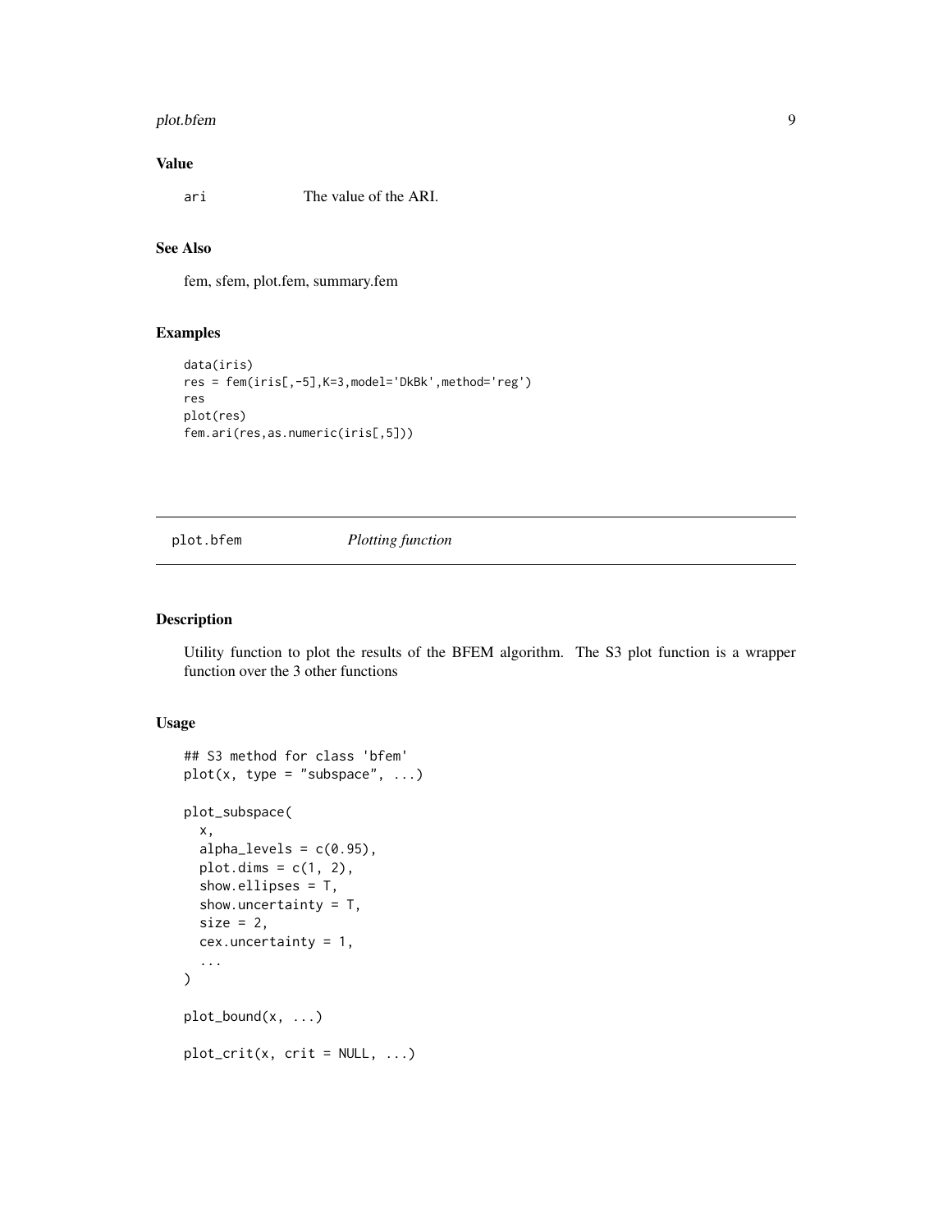### Value

`ari` The value of the ARI.

### See Also

fem, sfem, plot.fem, summary.fem

### Examples

```
data(iris)
res = fem(iris[,-5],K=3,model='DkBk',method='reg')
res
plot(res)
fem.ari(res,as.numeric(iris[,5]))
```

---

## plot.bfem *Plotting function*

---

### Description

Utility function to plot the results of the BFEM algorithm. The S3 plot function is a wrapper function over the 3 other functions

### Usage

```
## S3 method for class 'bfem'
plot(x, type = "subspace", ...)

plot_subspace(
  x,
  alpha_levels = c(0.95),
  plot.dims = c(1, 2),
  show.ellipses = T,
  show.uncertainty = T,
  size = 2,
  cex.uncertainty = 1,
  ...
)

plot_bound(x, ...)

plot_crit(x, crit = NULL, ...)
```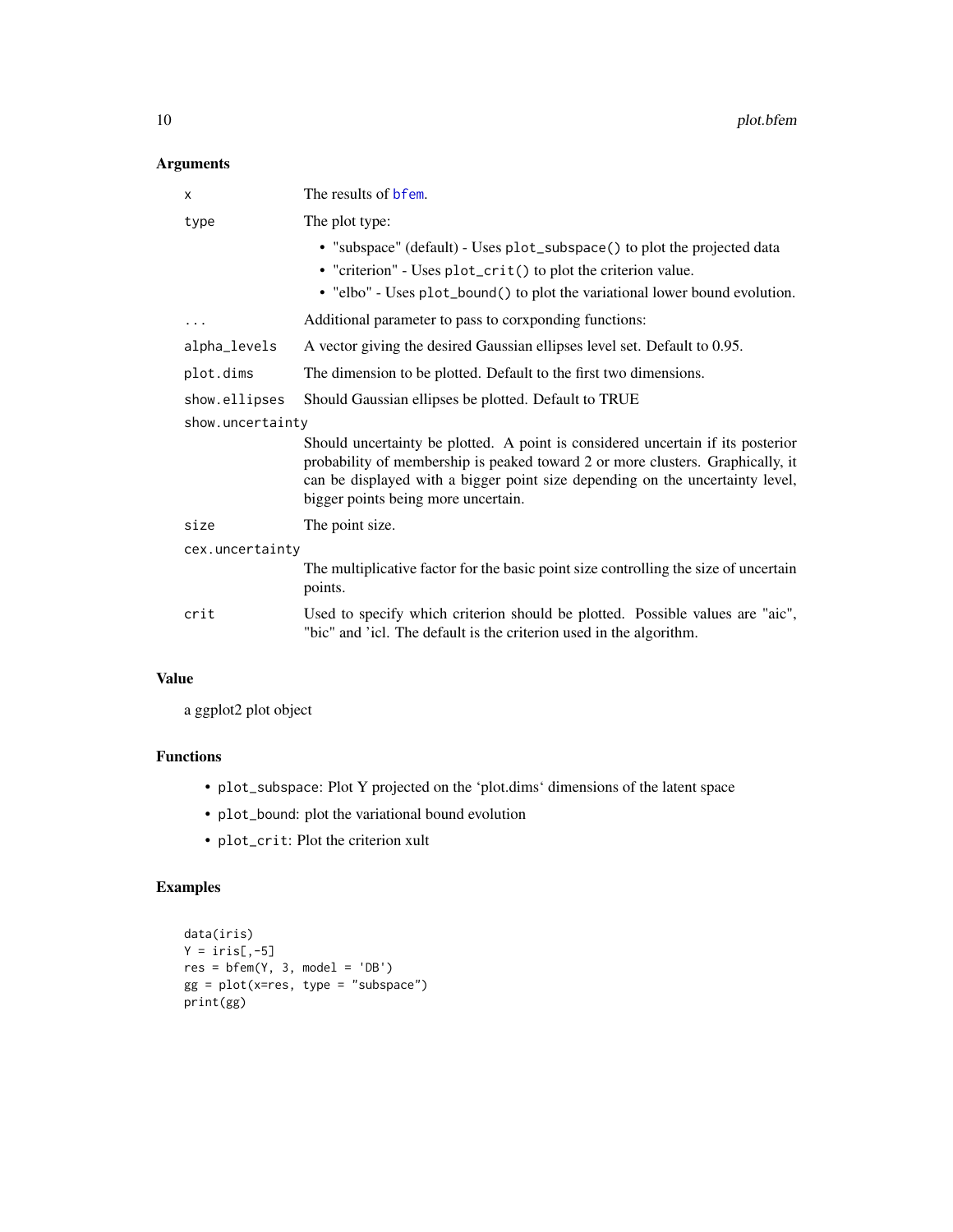### Arguments

| | |
|---|---|
| x | The results of bfem. |
| type | The plot type:<br>• "subspace" (default) - Uses `plot_subspace()` to plot the projected data<br>• "criterion" - Uses `plot_crit()` to plot the criterion value.<br>• "elbo" - Uses `plot_bound()` to plot the variational lower bound evolution. |
| ... | Additional parameter to pass to corxponding functions: |
| alpha_levels | A vector giving the desired Gaussian ellipses level set. Default to 0.95. |
| plot.dims | The dimension to be plotted. Default to the first two dimensions. |
| show.ellipses | Should Gaussian ellipses be plotted. Default to TRUE |
| show.uncertainty | Should uncertainty be plotted. A point is considered uncertain if its posterior probability of membership is peaked toward 2 or more clusters. Graphically, it can be displayed with a bigger point size depending on the uncertainty level, bigger points being more uncertain. |
| size | The point size. |
| cex.uncertainty | The multiplicative factor for the basic point size controlling the size of uncertain points. |
| crit | Used to specify which criterion should be plotted. Possible values are "aic", "bic" and 'icl. The default is the criterion used in the algorithm. |

### Value

a ggplot2 plot object

### Functions

- `plot_subspace`: Plot Y projected on the 'plot.dims' dimensions of the latent space
- `plot_bound`: plot the variational bound evolution
- `plot_crit`: Plot the criterion xult

### Examples

```
data(iris)
Y = iris[,-5]
res = bfem(Y, 3, model = 'DB')
gg = plot(x=res, type = "subspace")
print(gg)
```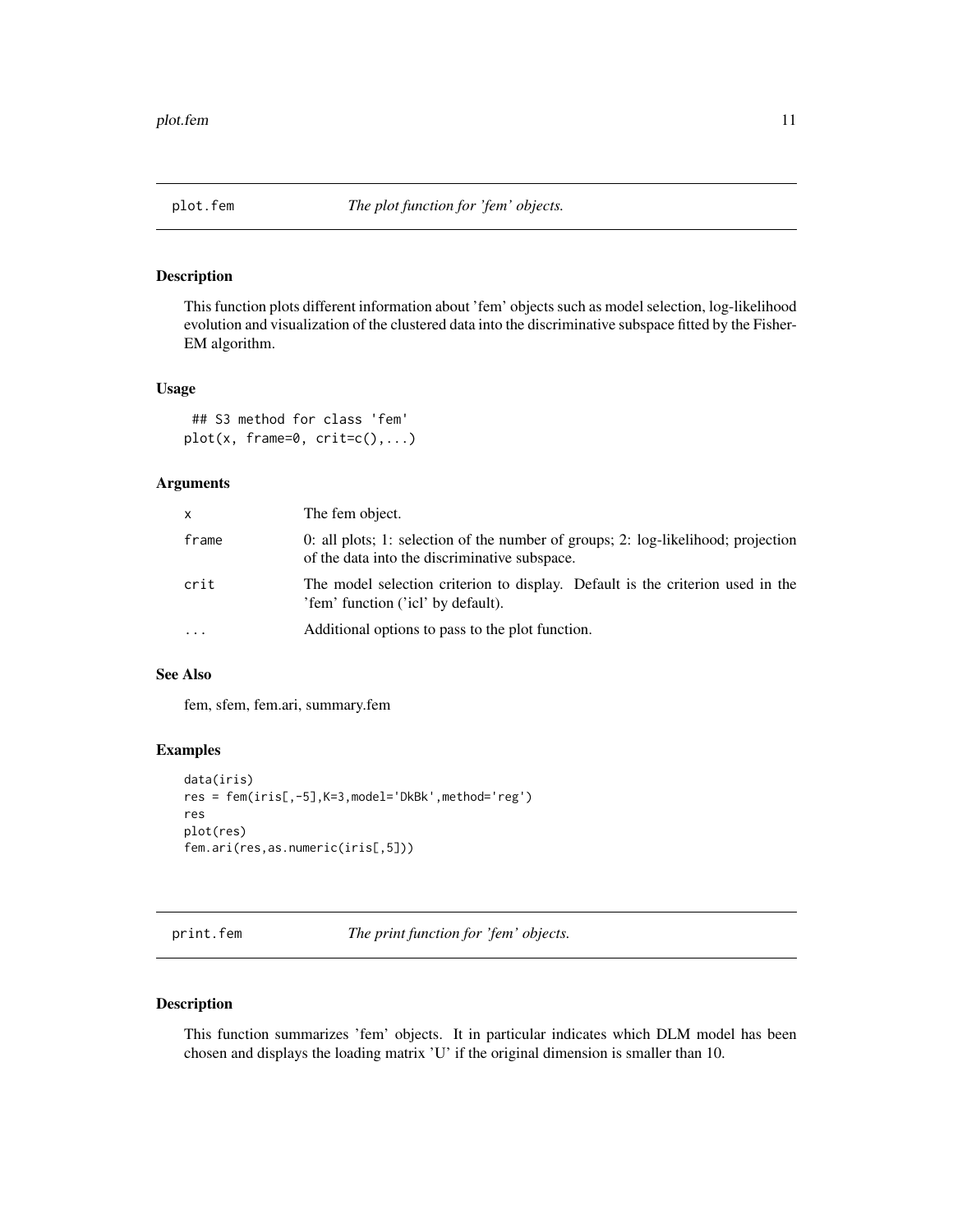## plot.fem — *The plot function for 'fem' objects.*

### Description

This function plots different information about 'fem' objects such as model selection, log-likelihood evolution and visualization of the clustered data into the discriminative subspace fitted by the Fisher-EM algorithm.

### Usage

```
 ## S3 method for class 'fem'
plot(x, frame=0, crit=c(),...)
```

### Arguments

| | |
|---|---|
| `x` | The fem object. |
| `frame` | 0: all plots; 1: selection of the number of groups; 2: log-likelihood; projection of the data into the discriminative subspace. |
| `crit` | The model selection criterion to display. Default is the criterion used in the 'fem' function ('icl' by default). |
| `...` | Additional options to pass to the plot function. |

### See Also

fem, sfem, fem.ari, summary.fem

### Examples

```
data(iris)
res = fem(iris[,-5],K=3,model='DkBk',method='reg')
res
plot(res)
fem.ari(res,as.numeric(iris[,5]))
```

## print.fem — *The print function for 'fem' objects.*

### Description

This function summarizes 'fem' objects. It in particular indicates which DLM model has been chosen and displays the loading matrix 'U' if the original dimension is smaller than 10.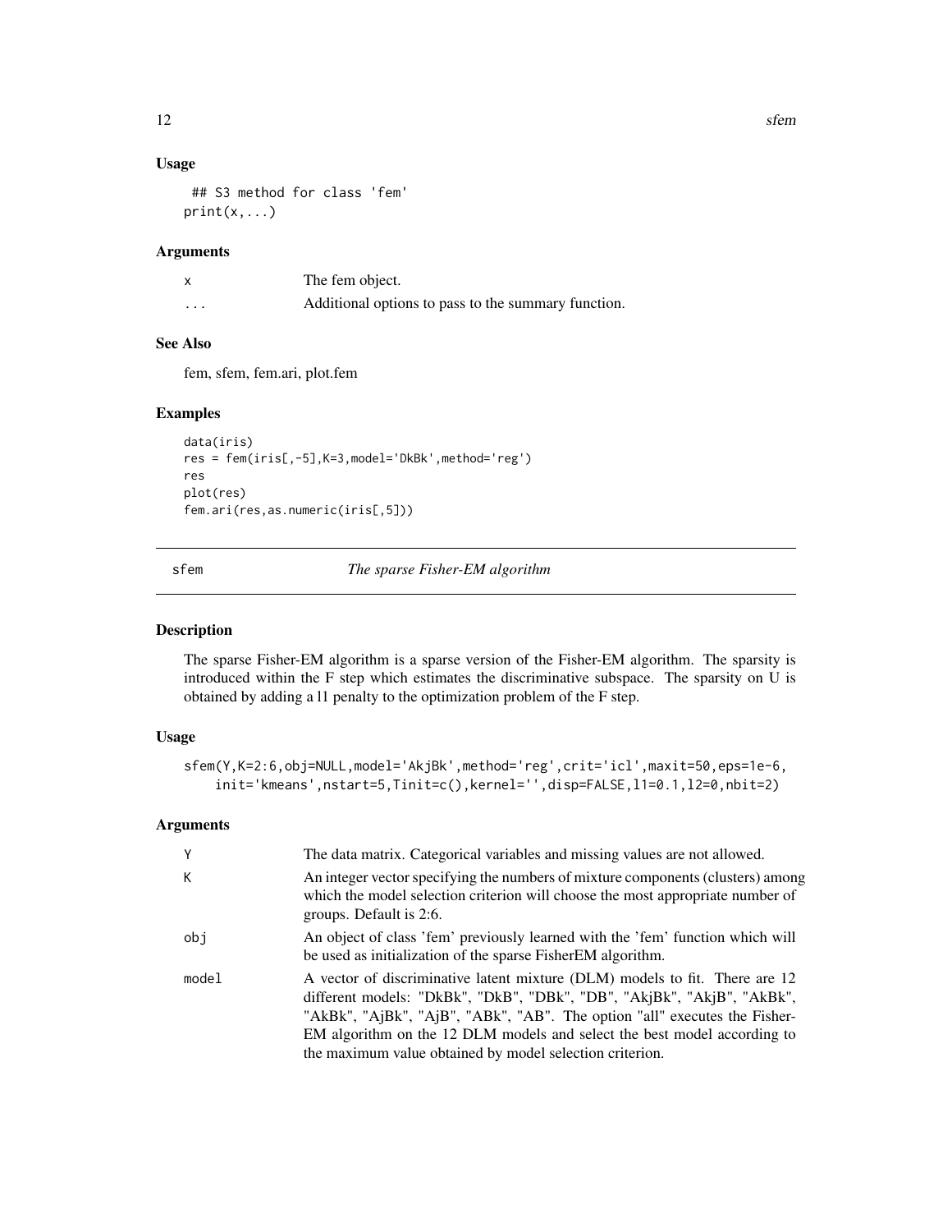### Usage

```
## S3 method for class 'fem'
print(x,...)
```

### Arguments

| | |
|---|---|
| x | The fem object. |
| ... | Additional options to pass to the summary function. |

### See Also

fem, sfem, fem.ari, plot.fem

### Examples

```
data(iris)
res = fem(iris[,-5],K=3,model='DkBk',method='reg')
res
plot(res)
fem.ari(res,as.numeric(iris[,5]))
```

---

## sfem — *The sparse Fisher-EM algorithm*

### Description

The sparse Fisher-EM algorithm is a sparse version of the Fisher-EM algorithm. The sparsity is introduced within the F step which estimates the discriminative subspace. The sparsity on U is obtained by adding a l1 penalty to the optimization problem of the F step.

### Usage

```
sfem(Y,K=2:6,obj=NULL,model='AkjBk',method='reg',crit='icl',maxit=50,eps=1e-6,
    init='kmeans',nstart=5,Tinit=c(),kernel='',disp=FALSE,l1=0.1,l2=0,nbit=2)
```

### Arguments

| | |
|---|---|
| Y | The data matrix. Categorical variables and missing values are not allowed. |
| K | An integer vector specifying the numbers of mixture components (clusters) among which the model selection criterion will choose the most appropriate number of groups. Default is 2:6. |
| obj | An object of class 'fem' previously learned with the 'fem' function which will be used as initialization of the sparse FisherEM algorithm. |
| model | A vector of discriminative latent mixture (DLM) models to fit. There are 12 different models: "DkBk", "DkB", "DBk", "DB", "AkjBk", "AkjB", "AkBk", "AkBk", "AjBk", "AjB", "ABk", "AB". The option "all" executes the Fisher-EM algorithm on the 12 DLM models and select the best model according to the maximum value obtained by model selection criterion. |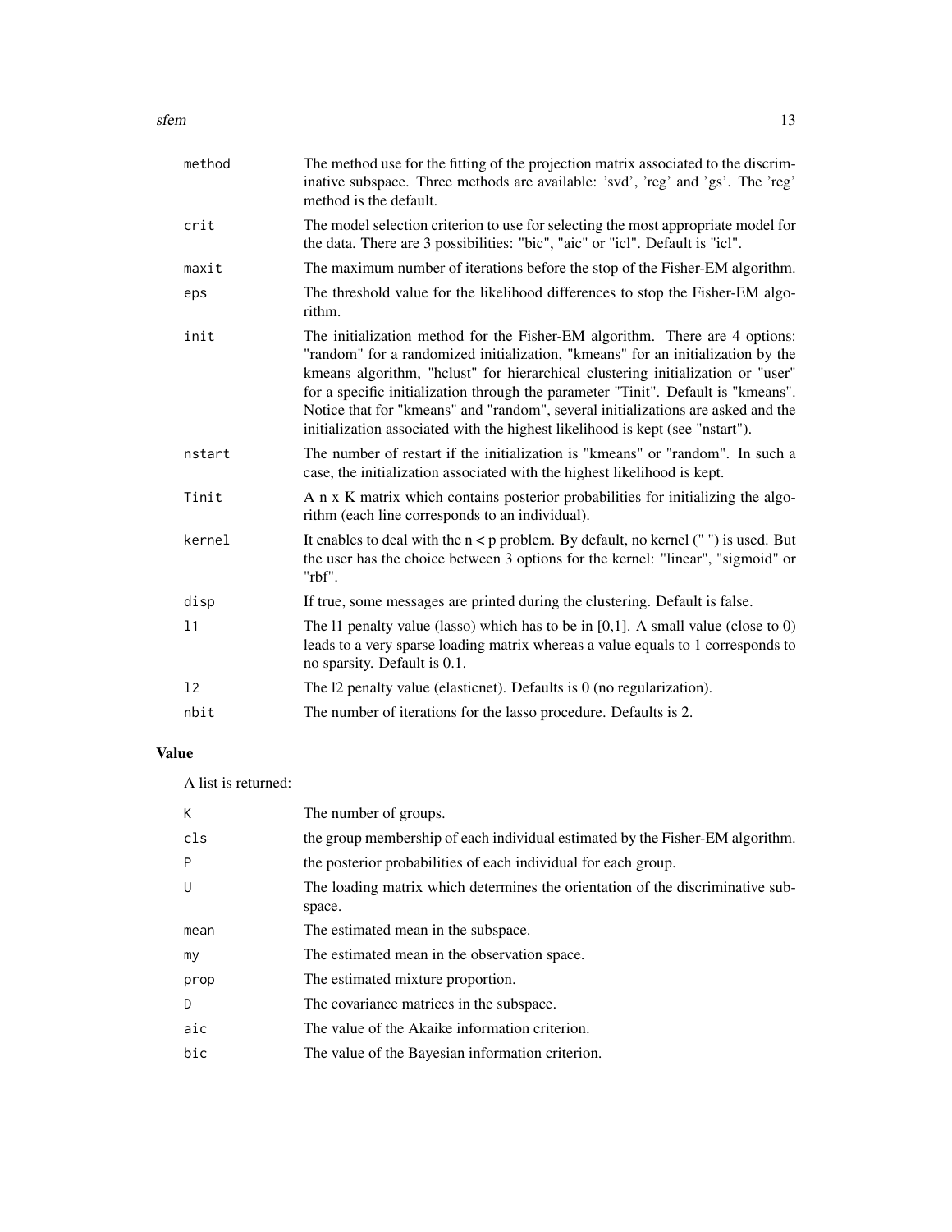| | |
|---|---|
| `method` | The method use for the fitting of the projection matrix associated to the discriminative subspace. Three methods are available: 'svd', 'reg' and 'gs'. The 'reg' method is the default. |
| `crit` | The model selection criterion to use for selecting the most appropriate model for the data. There are 3 possibilities: "bic", "aic" or "icl". Default is "icl". |
| `maxit` | The maximum number of iterations before the stop of the Fisher-EM algorithm. |
| `eps` | The threshold value for the likelihood differences to stop the Fisher-EM algorithm. |
| `init` | The initialization method for the Fisher-EM algorithm. There are 4 options: "random" for a randomized initialization, "kmeans" for an initialization by the kmeans algorithm, "hclust" for hierarchical clustering initialization or "user" for a specific initialization through the parameter "Tinit". Default is "kmeans". Notice that for "kmeans" and "random", several initializations are asked and the initialization associated with the highest likelihood is kept (see "nstart"). |
| `nstart` | The number of restart if the initialization is "kmeans" or "random". In such a case, the initialization associated with the highest likelihood is kept. |
| `Tinit` | A n x K matrix which contains posterior probabilities for initializing the algorithm (each line corresponds to an individual). |
| `kernel` | It enables to deal with the n < p problem. By default, no kernel (" ") is used. But the user has the choice between 3 options for the kernel: "linear", "sigmoid" or "rbf". |
| `disp` | If true, some messages are printed during the clustering. Default is false. |
| `l1` | The l1 penalty value (lasso) which has to be in [0,1]. A small value (close to 0) leads to a very sparse loading matrix whereas a value equals to 1 corresponds to no sparsity. Default is 0.1. |
| `l2` | The l2 penalty value (elasticnet). Defaults is 0 (no regularization). |
| `nbit` | The number of iterations for the lasso procedure. Defaults is 2. |

## Value

A list is returned:

| | |
|---|---|
| `K` | The number of groups. |
| `cls` | the group membership of each individual estimated by the Fisher-EM algorithm. |
| `P` | the posterior probabilities of each individual for each group. |
| `U` | The loading matrix which determines the orientation of the discriminative subspace. |
| `mean` | The estimated mean in the subspace. |
| `my` | The estimated mean in the observation space. |
| `prop` | The estimated mixture proportion. |
| `D` | The covariance matrices in the subspace. |
| `aic` | The value of the Akaike information criterion. |
| `bic` | The value of the Bayesian information criterion. |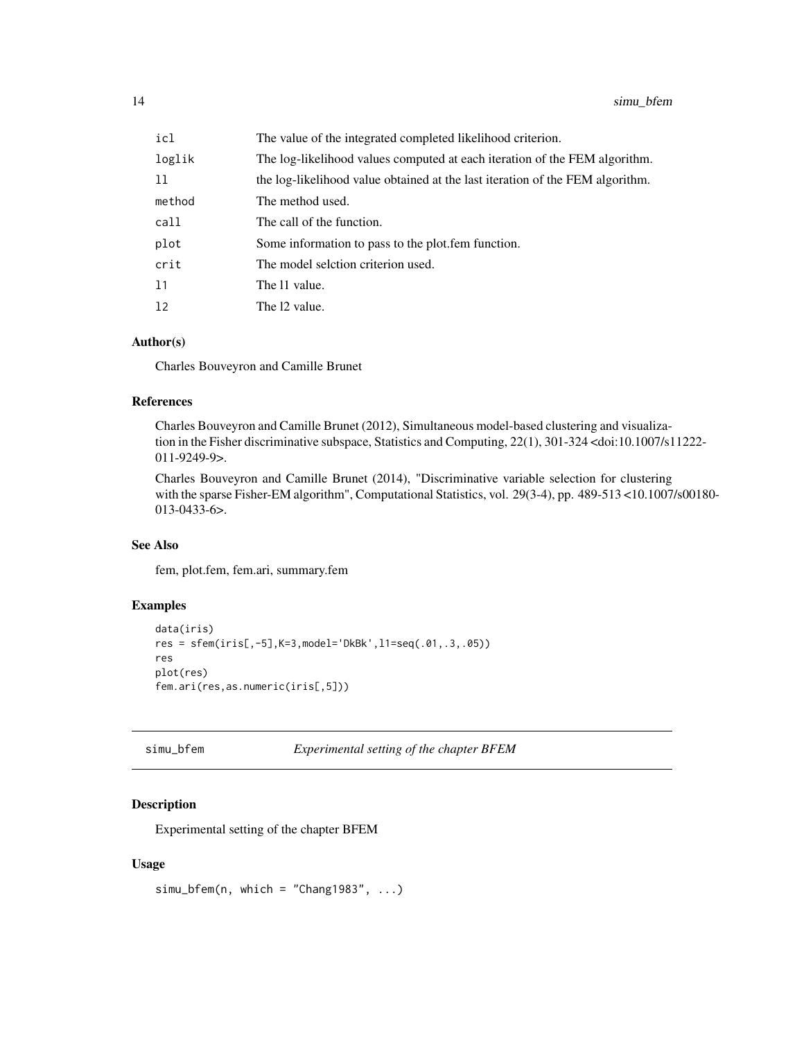| | |
|---|---|
| icl | The value of the integrated completed likelihood criterion. |
| loglik | The log-likelihood values computed at each iteration of the FEM algorithm. |
| ll | the log-likelihood value obtained at the last iteration of the FEM algorithm. |
| method | The method used. |
| call | The call of the function. |
| plot | Some information to pass to the plot.fem function. |
| crit | The model selction criterion used. |
| l1 | The l1 value. |
| l2 | The l2 value. |

### Author(s)

Charles Bouveyron and Camille Brunet

### References

Charles Bouveyron and Camille Brunet (2012), Simultaneous model-based clustering and visualization in the Fisher discriminative subspace, Statistics and Computing, 22(1), 301-324 <doi:10.1007/s11222-011-9249-9>.

Charles Bouveyron and Camille Brunet (2014), "Discriminative variable selection for clustering with the sparse Fisher-EM algorithm", Computational Statistics, vol. 29(3-4), pp. 489-513 <10.1007/s00180-013-0433-6>.

### See Also

fem, plot.fem, fem.ari, summary.fem

### Examples

```
data(iris)
res = sfem(iris[,-5],K=3,model='DkBk',l1=seq(.01,.3,.05))
res
plot(res)
fem.ari(res,as.numeric(iris[,5]))
```

---

## simu_bfem *Experimental setting of the chapter BFEM*

### Description

Experimental setting of the chapter BFEM

### Usage

```
simu_bfem(n, which = "Chang1983", ...)
```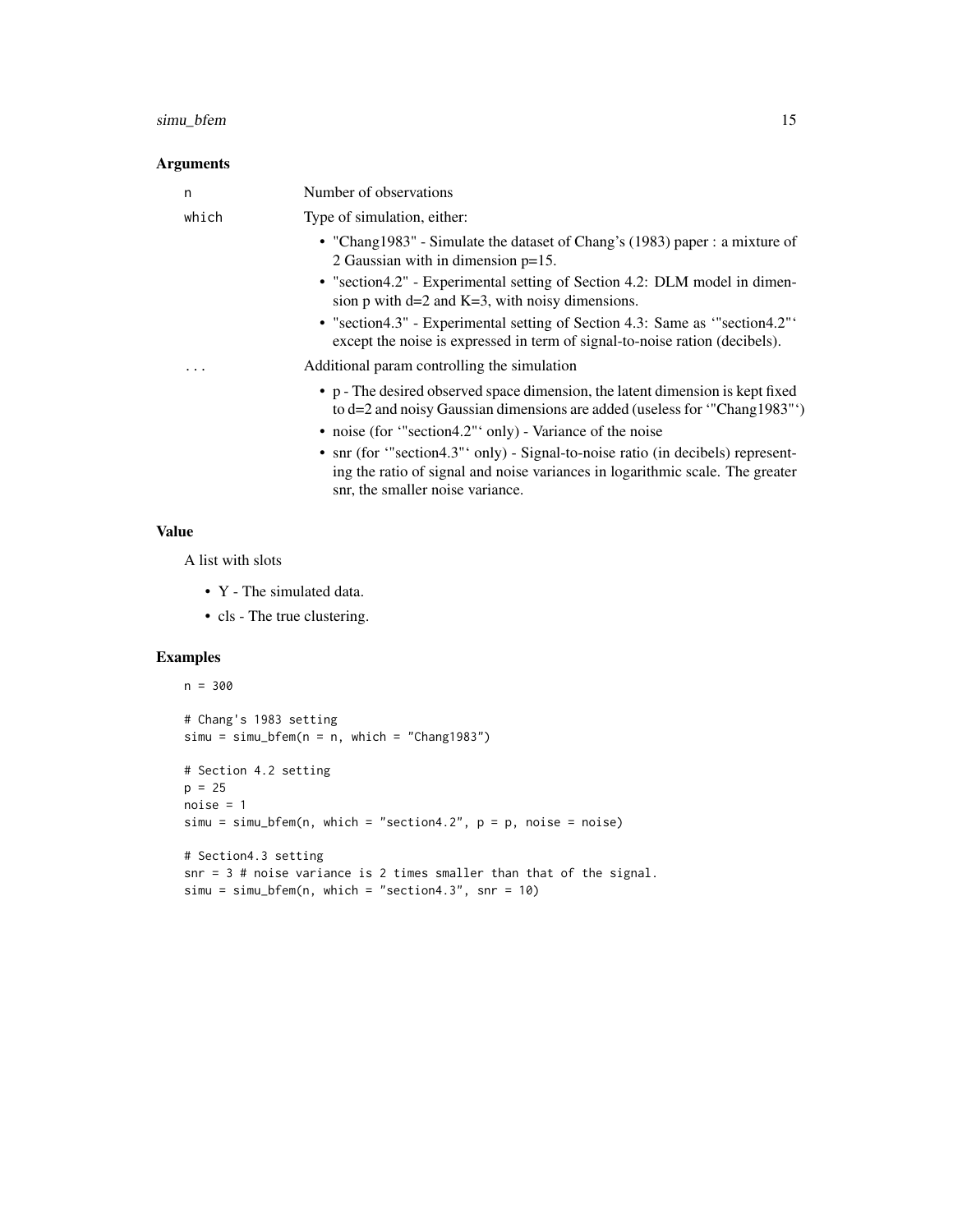## Arguments

| | |
|---|---|
| n | Number of observations |
| which | Type of simulation, either: <br> • "Chang1983" - Simulate the dataset of Chang's (1983) paper : a mixture of 2 Gaussian with in dimension p=15. <br> • "section4.2" - Experimental setting of Section 4.2: DLM model in dimension p with d=2 and K=3, with noisy dimensions. <br> • "section4.3" - Experimental setting of Section 4.3: Same as '"section4.2"' except the noise is expressed in term of signal-to-noise ration (decibels). |
| ... | Additional param controlling the simulation <br> • p - The desired observed space dimension, the latent dimension is kept fixed to d=2 and noisy Gaussian dimensions are added (useless for '"Chang1983"') <br> • noise (for '"section4.2"' only) - Variance of the noise <br> • snr (for '"section4.3"' only) - Signal-to-noise ratio (in decibels) representing the ratio of signal and noise variances in logarithmic scale. The greater snr, the smaller noise variance. |

## Value

A list with slots

- Y - The simulated data.
- cls - The true clustering.

## Examples

```
n = 300

# Chang's 1983 setting
simu = simu_bfem(n = n, which = "Chang1983")

# Section 4.2 setting
p = 25
noise = 1
simu = simu_bfem(n, which = "section4.2", p = p, noise = noise)

# Section4.3 setting
snr = 3 # noise variance is 2 times smaller than that of the signal.
simu = simu_bfem(n, which = "section4.3", snr = 10)
```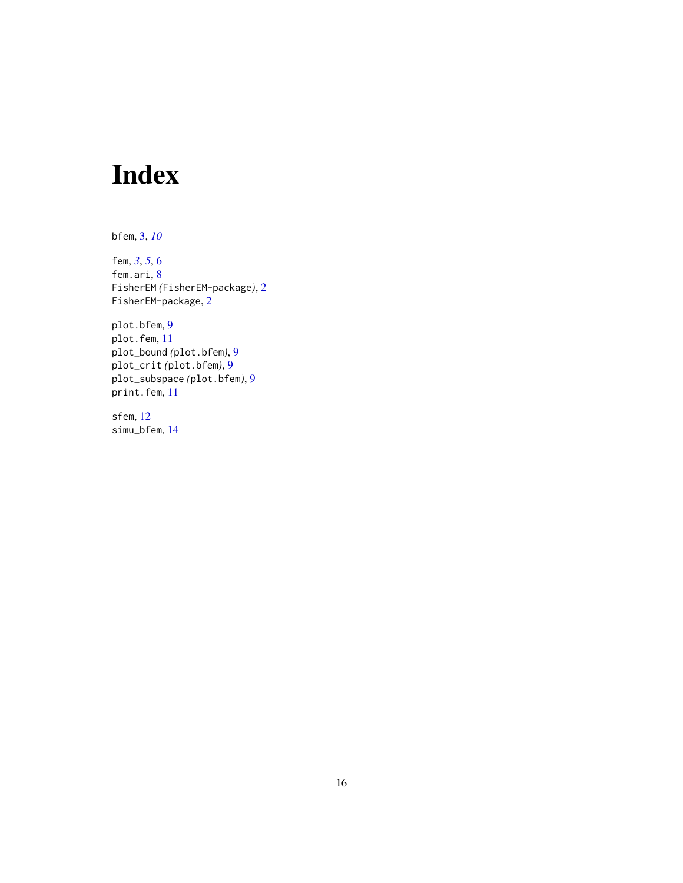# Index

bfem, 3, *10*

fem, *3*, *5*, 6
fem.ari, 8
FisherEM *(*FisherEM-package*)*, 2
FisherEM-package, 2

plot.bfem, 9
plot.fem, 11
plot_bound *(*plot.bfem*)*, 9
plot_crit *(*plot.bfem*)*, 9
plot_subspace *(*plot.bfem*)*, 9
print.fem, 11

sfem, 12
simu_bfem, 14